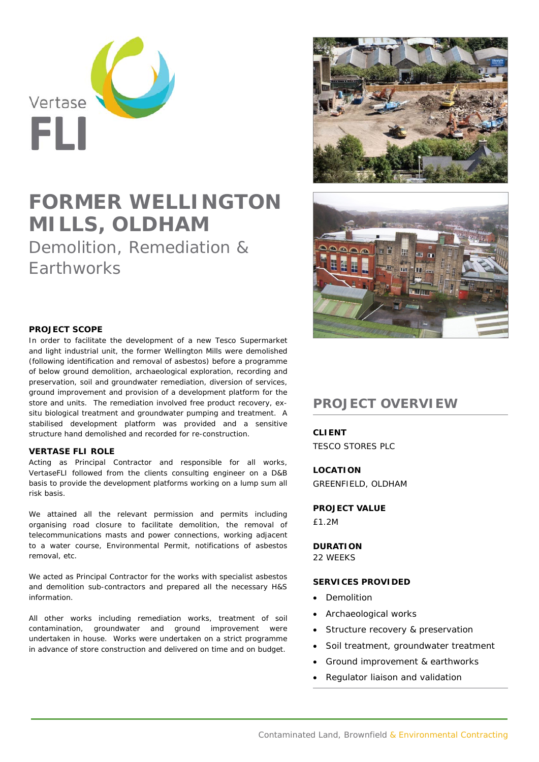Vertase FLI

# FORMER WELLINGTON MILLS, OLDHAM

## Demolition, Remediation & Earthworks

**PROJECT SCOPE**

In order to facilitate the development of a new Tesco Supermarket and light industrial unit, the former Wellington Mills were demolished (following identification and removal of asbestos) before a programme of below ground demolition, archaeological exploration, recording and preservation, soil and groundwater remediation, diversion of services, ground improvement and provision of a development platform for the store and units. The remediation involved free product recovery, ex-situ biological treatment and groundwater pumping and treatment. A stabilised development platform was provided and a sensitive structure hand demolished and recorded for re-construction.

**VERTASE FLI ROLE**

Acting as Principal Contractor and responsible for all works, VertaseFLI followed from the clients consulting engineer on a D&B basis to provide the development platforms working on a lump sum all risk basis.

We attained all the relevant permission and permits including organising road closure to facilitate demolition, the removal of telecommunications masts and power connections, working adjacent to a water course, Environmental Permit, notifications of asbestos removal, etc.

We acted as Principal Contractor for the works with specialist asbestos and demolition sub-contractors and prepared all the necessary H&S information.

All other works including remediation works, treatment of soil contamination, groundwater and ground improvement were undertaken in house. Works were undertaken on a strict programme in advance of store construction and delivered on time and on budget.

## PROJECT OVERVIEW

**CLIENT**
TESCO STORES PLC

**LOCATION**
GREENFIELD, OLDHAM

**PROJECT VALUE**
£1.2M

**DURATION**
22 WEEKS

**SERVICES PROVIDED**

- Demolition
- Archaeological works
- Structure recovery & preservation
- Soil treatment, groundwater treatment
- Ground improvement & earthworks
- Regulator liaison and validation

Contaminated Land, Brownfield & Environmental Contracting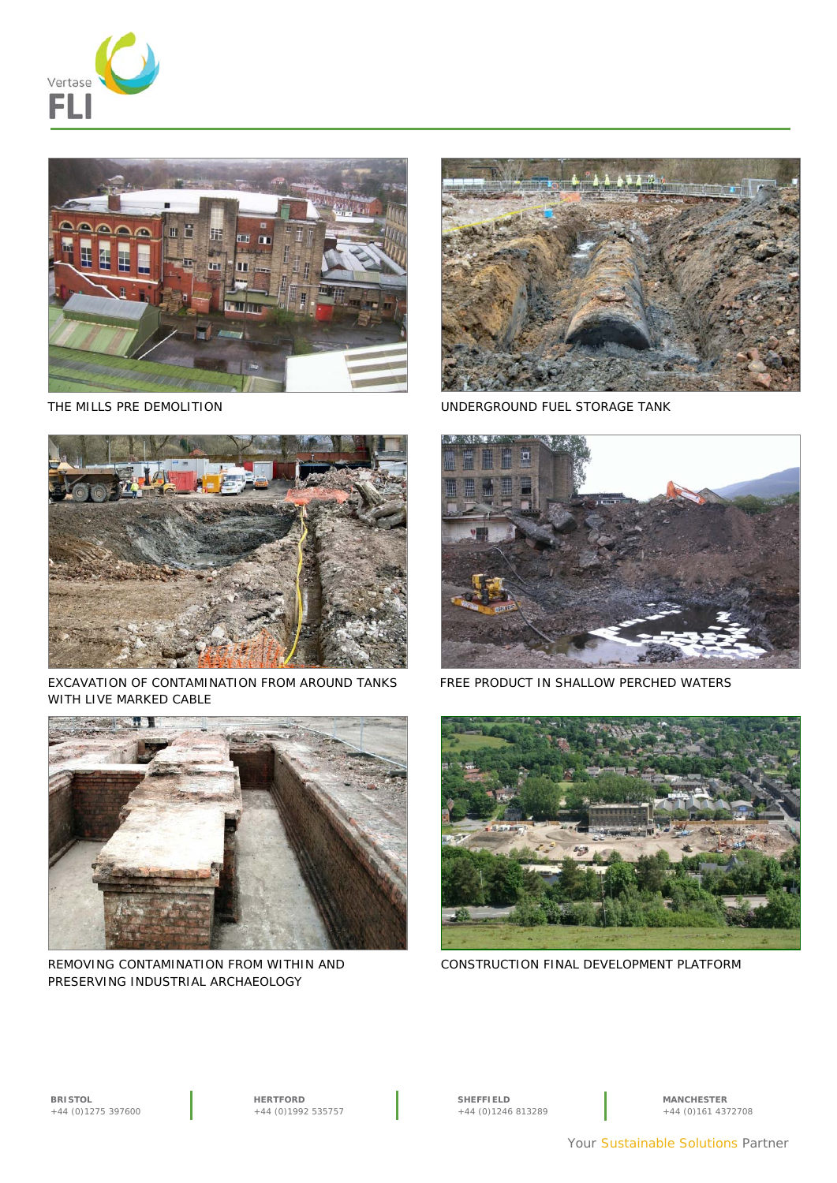Vertase FLI

THE MILLS PRE DEMOLITION

UNDERGROUND FUEL STORAGE TANK

EXCAVATION OF CONTAMINATION FROM AROUND TANKS WITH LIVE MARKED CABLE

FREE PRODUCT IN SHALLOW PERCHED WATERS

REMOVING CONTAMINATION FROM WITHIN AND PRESERVING INDUSTRIAL ARCHAEOLOGY

CONSTRUCTION FINAL DEVELOPMENT PLATFORM

**BRISTOL**
+44 (0)1275 397600

**HERTFORD**
+44 (0)1992 535757

**SHEFFIELD**
+44 (0)1246 813289

**MANCHESTER**
+44 (0)161 4372708

Your Sustainable Solutions Partner